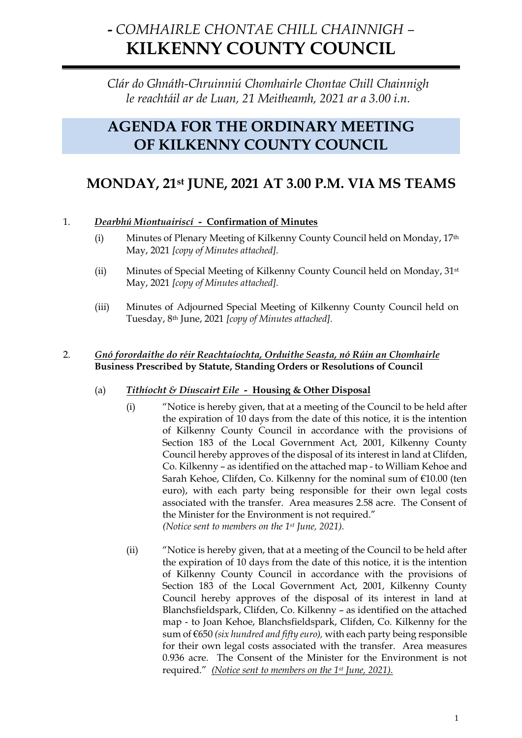# *- COMHAIRLE CHONTAE CHILL CHAINNIGH –*
# KILKENNY COUNTY COUNCIL

*Clár do Ghnáth-Chruinniú Chomhairle Chontae Chill Chainnigh le reachtáil ar de Luan, 21 Meitheamh, 2021 ar a 3.00 i.n.*

## AGENDA FOR THE ORDINARY MEETING OF KILKENNY COUNTY COUNCIL

## MONDAY, 21st JUNE, 2021 AT 3.00 P.M. VIA MS TEAMS

1. ***Dearbhú Miontuairiscí* - Confirmation of Minutes**

   (i) Minutes of Plenary Meeting of Kilkenny County Council held on Monday, 17th May, 2021 *[copy of Minutes attached].*

   (ii) Minutes of Special Meeting of Kilkenny County Council held on Monday, 31st May, 2021 *[copy of Minutes attached].*

   (iii) Minutes of Adjourned Special Meeting of Kilkenny County Council held on Tuesday, 8th June, 2021 *[copy of Minutes attached].*

2. ***Gnó forordaithe do réir Reachtaíochta, Orduithe Seasta, nó Rúin an Chomhairle***
   **Business Prescribed by Statute, Standing Orders or Resolutions of Council**

   (a) ***Tithíocht & Díuscairt Eile* - Housing & Other Disposal**

   (i) "Notice is hereby given, that at a meeting of the Council to be held after the expiration of 10 days from the date of this notice, it is the intention of Kilkenny County Council in accordance with the provisions of Section 183 of the Local Government Act, 2001, Kilkenny County Council hereby approves of the disposal of its interest in land at Clifden, Co. Kilkenny – as identified on the attached map - to William Kehoe and Sarah Kehoe, Clifden, Co. Kilkenny for the nominal sum of €10.00 (ten euro), with each party being responsible for their own legal costs associated with the transfer. Area measures 2.58 acre. The Consent of the Minister for the Environment is not required."
   *(Notice sent to members on the 1st June, 2021).*

   (ii) "Notice is hereby given, that at a meeting of the Council to be held after the expiration of 10 days from the date of this notice, it is the intention of Kilkenny County Council in accordance with the provisions of Section 183 of the Local Government Act, 2001, Kilkenny County Council hereby approves of the disposal of its interest in land at Blanchsfieldspark, Clifden, Co. Kilkenny – as identified on the attached map - to Joan Kehoe, Blanchsfieldspark, Clifden, Co. Kilkenny for the sum of €650 *(six hundred and fifty euro),* with each party being responsible for their own legal costs associated with the transfer. Area measures 0.936 acre. The Consent of the Minister for the Environment is not required." *(Notice sent to members on the 1st June, 2021).*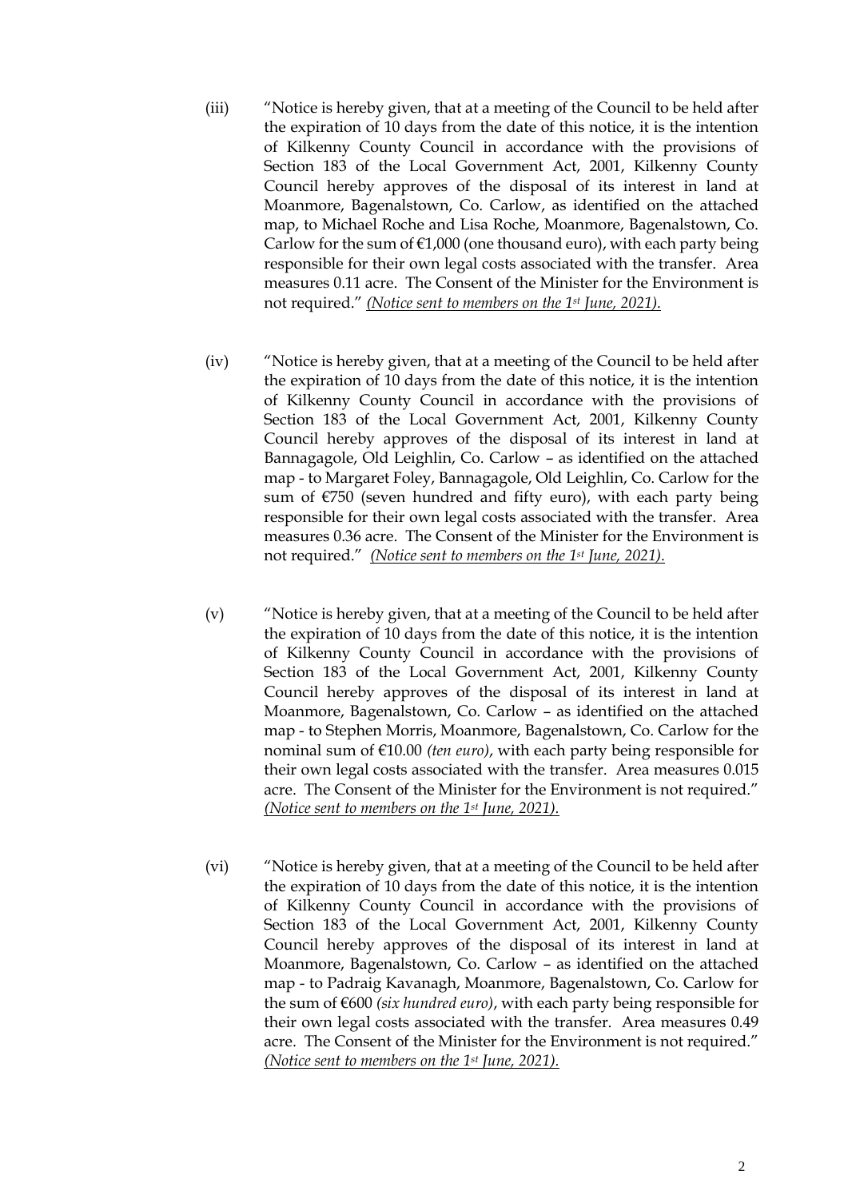(iii) "Notice is hereby given, that at a meeting of the Council to be held after the expiration of 10 days from the date of this notice, it is the intention of Kilkenny County Council in accordance with the provisions of Section 183 of the Local Government Act, 2001, Kilkenny County Council hereby approves of the disposal of its interest in land at Moanmore, Bagenalstown, Co. Carlow, as identified on the attached map, to Michael Roche and Lisa Roche, Moanmore, Bagenalstown, Co. Carlow for the sum of €1,000 (one thousand euro), with each party being responsible for their own legal costs associated with the transfer. Area measures 0.11 acre. The Consent of the Minister for the Environment is not required." *(Notice sent to members on the 1st June, 2021).*

(iv) "Notice is hereby given, that at a meeting of the Council to be held after the expiration of 10 days from the date of this notice, it is the intention of Kilkenny County Council in accordance with the provisions of Section 183 of the Local Government Act, 2001, Kilkenny County Council hereby approves of the disposal of its interest in land at Bannagagole, Old Leighlin, Co. Carlow – as identified on the attached map - to Margaret Foley, Bannagagole, Old Leighlin, Co. Carlow for the sum of €750 (seven hundred and fifty euro), with each party being responsible for their own legal costs associated with the transfer. Area measures 0.36 acre. The Consent of the Minister for the Environment is not required." *(Notice sent to members on the 1st June, 2021).*

(v) "Notice is hereby given, that at a meeting of the Council to be held after the expiration of 10 days from the date of this notice, it is the intention of Kilkenny County Council in accordance with the provisions of Section 183 of the Local Government Act, 2001, Kilkenny County Council hereby approves of the disposal of its interest in land at Moanmore, Bagenalstown, Co. Carlow – as identified on the attached map - to Stephen Morris, Moanmore, Bagenalstown, Co. Carlow for the nominal sum of €10.00 *(ten euro)*, with each party being responsible for their own legal costs associated with the transfer. Area measures 0.015 acre. The Consent of the Minister for the Environment is not required." *(Notice sent to members on the 1st June, 2021).*

(vi) "Notice is hereby given, that at a meeting of the Council to be held after the expiration of 10 days from the date of this notice, it is the intention of Kilkenny County Council in accordance with the provisions of Section 183 of the Local Government Act, 2001, Kilkenny County Council hereby approves of the disposal of its interest in land at Moanmore, Bagenalstown, Co. Carlow – as identified on the attached map - to Padraig Kavanagh, Moanmore, Bagenalstown, Co. Carlow for the sum of €600 *(six hundred euro)*, with each party being responsible for their own legal costs associated with the transfer. Area measures 0.49 acre. The Consent of the Minister for the Environment is not required." *(Notice sent to members on the 1st June, 2021).*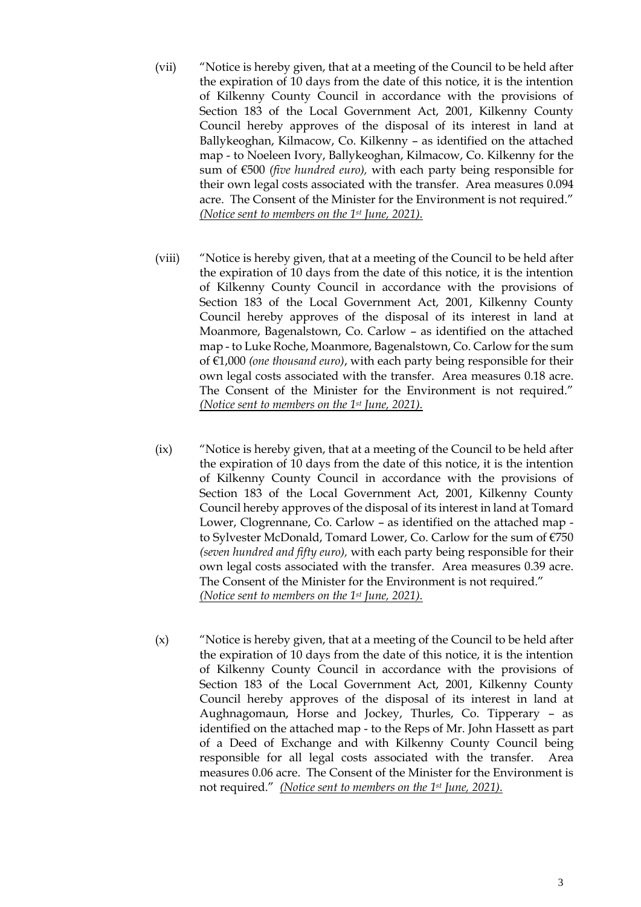(vii) "Notice is hereby given, that at a meeting of the Council to be held after the expiration of 10 days from the date of this notice, it is the intention of Kilkenny County Council in accordance with the provisions of Section 183 of the Local Government Act, 2001, Kilkenny County Council hereby approves of the disposal of its interest in land at Ballykeoghan, Kilmacow, Co. Kilkenny – as identified on the attached map - to Noeleen Ivory, Ballykeoghan, Kilmacow, Co. Kilkenny for the sum of €500 *(five hundred euro),* with each party being responsible for their own legal costs associated with the transfer. Area measures 0.094 acre. The Consent of the Minister for the Environment is not required." *(Notice sent to members on the 1st June, 2021).*

(viii) "Notice is hereby given, that at a meeting of the Council to be held after the expiration of 10 days from the date of this notice, it is the intention of Kilkenny County Council in accordance with the provisions of Section 183 of the Local Government Act, 2001, Kilkenny County Council hereby approves of the disposal of its interest in land at Moanmore, Bagenalstown, Co. Carlow – as identified on the attached map - to Luke Roche, Moanmore, Bagenalstown, Co. Carlow for the sum of €1,000 *(one thousand euro)*, with each party being responsible for their own legal costs associated with the transfer. Area measures 0.18 acre. The Consent of the Minister for the Environment is not required." *(Notice sent to members on the 1st June, 2021).*

(ix) "Notice is hereby given, that at a meeting of the Council to be held after the expiration of 10 days from the date of this notice, it is the intention of Kilkenny County Council in accordance with the provisions of Section 183 of the Local Government Act, 2001, Kilkenny County Council hereby approves of the disposal of its interest in land at Tomard Lower, Clogrennane, Co. Carlow – as identified on the attached map - to Sylvester McDonald, Tomard Lower, Co. Carlow for the sum of €750 *(seven hundred and fifty euro),* with each party being responsible for their own legal costs associated with the transfer. Area measures 0.39 acre. The Consent of the Minister for the Environment is not required." *(Notice sent to members on the 1st June, 2021).*

(x) "Notice is hereby given, that at a meeting of the Council to be held after the expiration of 10 days from the date of this notice, it is the intention of Kilkenny County Council in accordance with the provisions of Section 183 of the Local Government Act, 2001, Kilkenny County Council hereby approves of the disposal of its interest in land at Aughnagomaun, Horse and Jockey, Thurles, Co. Tipperary – as identified on the attached map - to the Reps of Mr. John Hassett as part of a Deed of Exchange and with Kilkenny County Council being responsible for all legal costs associated with the transfer. Area measures 0.06 acre. The Consent of the Minister for the Environment is not required." *(Notice sent to members on the 1st June, 2021).*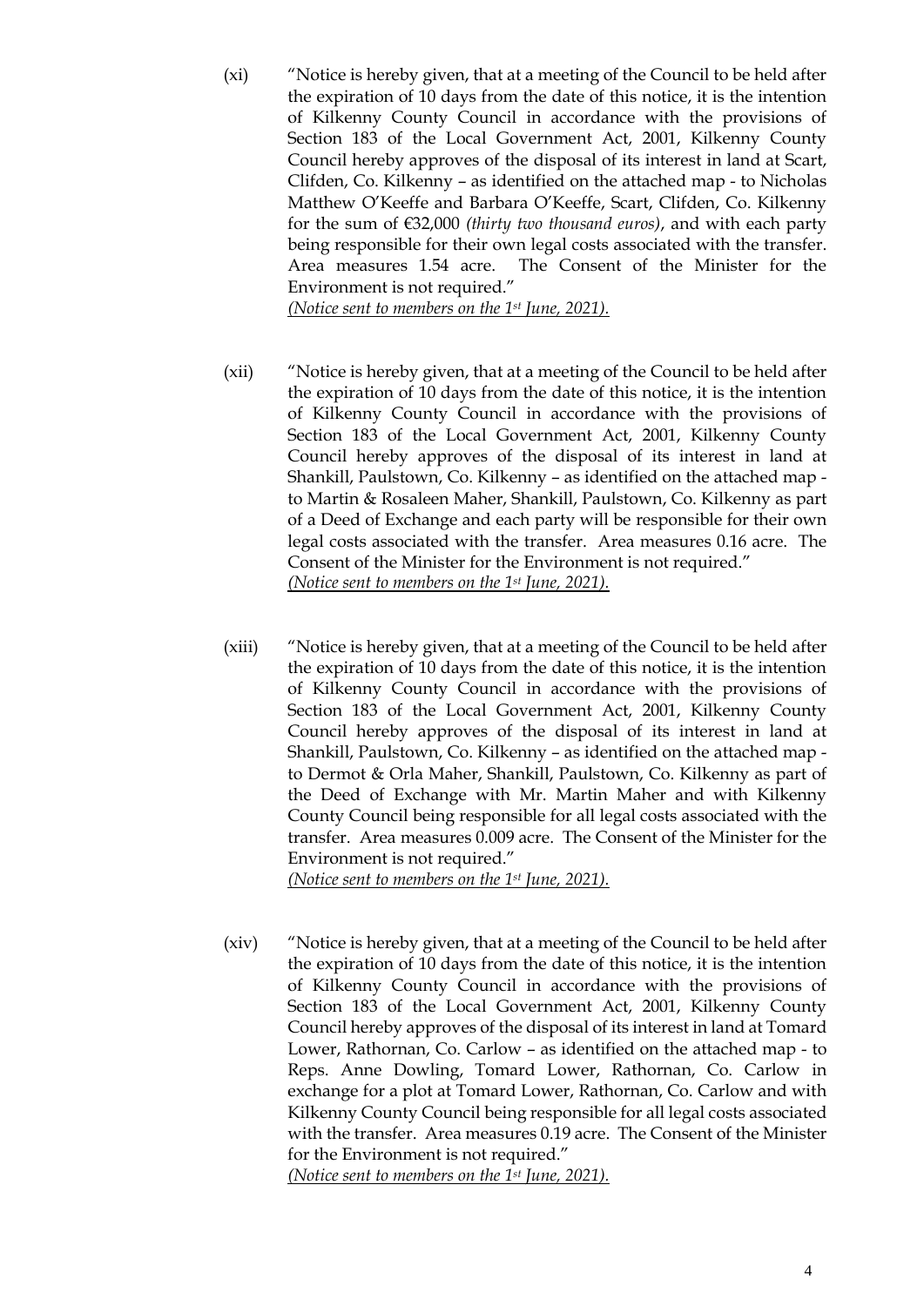(xi) "Notice is hereby given, that at a meeting of the Council to be held after the expiration of 10 days from the date of this notice, it is the intention of Kilkenny County Council in accordance with the provisions of Section 183 of the Local Government Act, 2001, Kilkenny County Council hereby approves of the disposal of its interest in land at Scart, Clifden, Co. Kilkenny – as identified on the attached map - to Nicholas Matthew O'Keeffe and Barbara O'Keeffe, Scart, Clifden, Co. Kilkenny for the sum of €32,000 *(thirty two thousand euros)*, and with each party being responsible for their own legal costs associated with the transfer. Area measures 1.54 acre. The Consent of the Minister for the Environment is not required."
*(Notice sent to members on the 1st June, 2021).*

(xii) "Notice is hereby given, that at a meeting of the Council to be held after the expiration of 10 days from the date of this notice, it is the intention of Kilkenny County Council in accordance with the provisions of Section 183 of the Local Government Act, 2001, Kilkenny County Council hereby approves of the disposal of its interest in land at Shankill, Paulstown, Co. Kilkenny – as identified on the attached map - to Martin & Rosaleen Maher, Shankill, Paulstown, Co. Kilkenny as part of a Deed of Exchange and each party will be responsible for their own legal costs associated with the transfer. Area measures 0.16 acre. The Consent of the Minister for the Environment is not required."
*(Notice sent to members on the 1st June, 2021).*

(xiii) "Notice is hereby given, that at a meeting of the Council to be held after the expiration of 10 days from the date of this notice, it is the intention of Kilkenny County Council in accordance with the provisions of Section 183 of the Local Government Act, 2001, Kilkenny County Council hereby approves of the disposal of its interest in land at Shankill, Paulstown, Co. Kilkenny – as identified on the attached map - to Dermot & Orla Maher, Shankill, Paulstown, Co. Kilkenny as part of the Deed of Exchange with Mr. Martin Maher and with Kilkenny County Council being responsible for all legal costs associated with the transfer. Area measures 0.009 acre. The Consent of the Minister for the Environment is not required."
*(Notice sent to members on the 1st June, 2021).*

(xiv) "Notice is hereby given, that at a meeting of the Council to be held after the expiration of 10 days from the date of this notice, it is the intention of Kilkenny County Council in accordance with the provisions of Section 183 of the Local Government Act, 2001, Kilkenny County Council hereby approves of the disposal of its interest in land at Tomard Lower, Rathornan, Co. Carlow – as identified on the attached map - to Reps. Anne Dowling, Tomard Lower, Rathornan, Co. Carlow in exchange for a plot at Tomard Lower, Rathornan, Co. Carlow and with Kilkenny County Council being responsible for all legal costs associated with the transfer. Area measures 0.19 acre. The Consent of the Minister for the Environment is not required."
*(Notice sent to members on the 1st June, 2021).*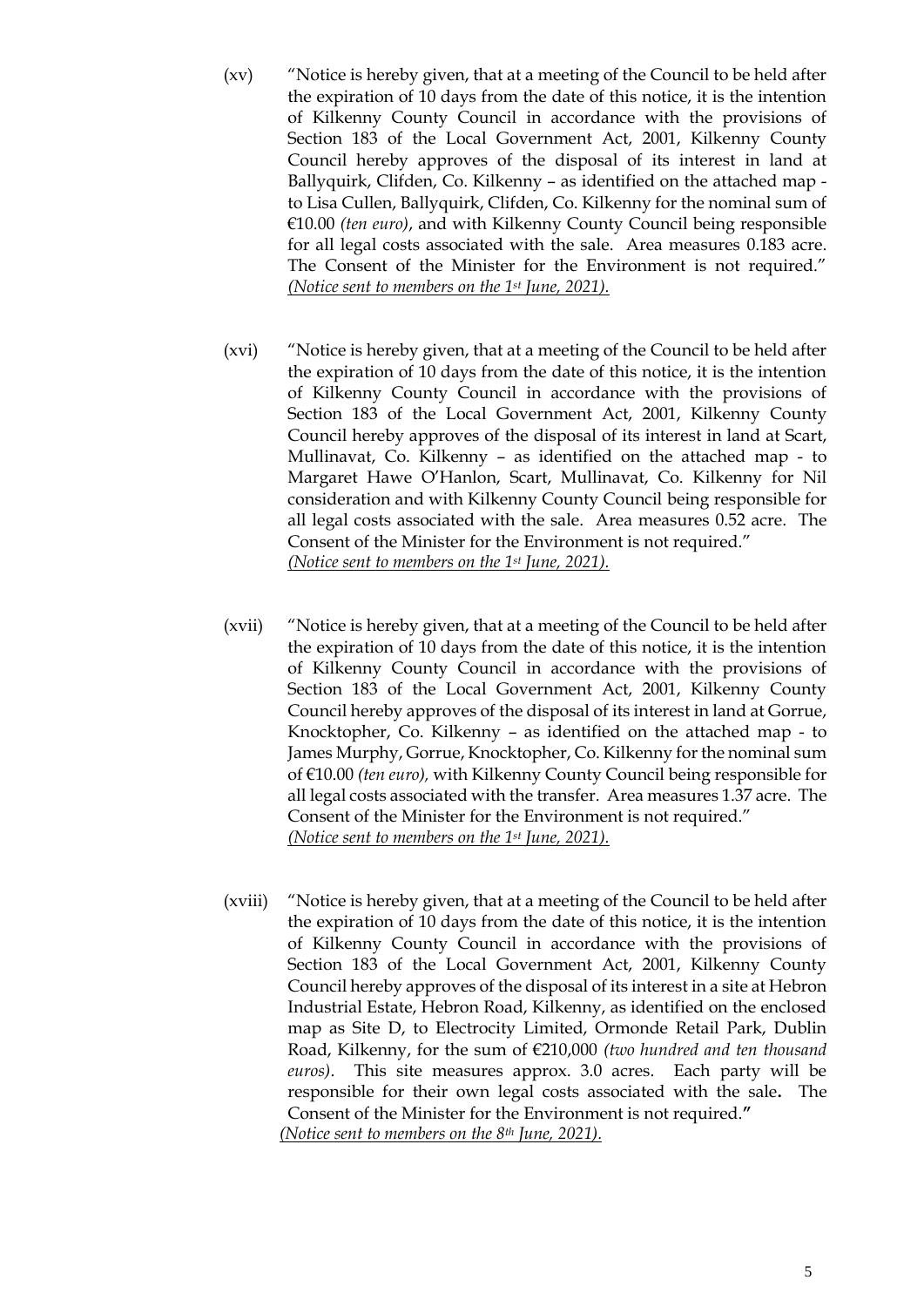(xv) "Notice is hereby given, that at a meeting of the Council to be held after the expiration of 10 days from the date of this notice, it is the intention of Kilkenny County Council in accordance with the provisions of Section 183 of the Local Government Act, 2001, Kilkenny County Council hereby approves of the disposal of its interest in land at Ballyquirk, Clifden, Co. Kilkenny – as identified on the attached map - to Lisa Cullen, Ballyquirk, Clifden, Co. Kilkenny for the nominal sum of €10.00 *(ten euro)*, and with Kilkenny County Council being responsible for all legal costs associated with the sale. Area measures 0.183 acre. The Consent of the Minister for the Environment is not required."
*(Notice sent to members on the 1st June, 2021).*

(xvi) "Notice is hereby given, that at a meeting of the Council to be held after the expiration of 10 days from the date of this notice, it is the intention of Kilkenny County Council in accordance with the provisions of Section 183 of the Local Government Act, 2001, Kilkenny County Council hereby approves of the disposal of its interest in land at Scart, Mullinavat, Co. Kilkenny – as identified on the attached map - to Margaret Hawe O'Hanlon, Scart, Mullinavat, Co. Kilkenny for Nil consideration and with Kilkenny County Council being responsible for all legal costs associated with the sale. Area measures 0.52 acre. The Consent of the Minister for the Environment is not required."
*(Notice sent to members on the 1st June, 2021).*

(xvii) "Notice is hereby given, that at a meeting of the Council to be held after the expiration of 10 days from the date of this notice, it is the intention of Kilkenny County Council in accordance with the provisions of Section 183 of the Local Government Act, 2001, Kilkenny County Council hereby approves of the disposal of its interest in land at Gorrue, Knocktopher, Co. Kilkenny – as identified on the attached map - to James Murphy, Gorrue, Knocktopher, Co. Kilkenny for the nominal sum of €10.00 *(ten euro)*, with Kilkenny County Council being responsible for all legal costs associated with the transfer. Area measures 1.37 acre. The Consent of the Minister for the Environment is not required."
*(Notice sent to members on the 1st June, 2021).*

(xviii) "Notice is hereby given, that at a meeting of the Council to be held after the expiration of 10 days from the date of this notice, it is the intention of Kilkenny County Council in accordance with the provisions of Section 183 of the Local Government Act, 2001, Kilkenny County Council hereby approves of the disposal of its interest in a site at Hebron Industrial Estate, Hebron Road, Kilkenny, as identified on the enclosed map as Site D, to Electrocity Limited, Ormonde Retail Park, Dublin Road, Kilkenny, for the sum of €210,000 *(two hundred and ten thousand euros)*. This site measures approx. 3.0 acres. Each party will be responsible for their own legal costs associated with the sale. The Consent of the Minister for the Environment is not required."
*(Notice sent to members on the 8th June, 2021).*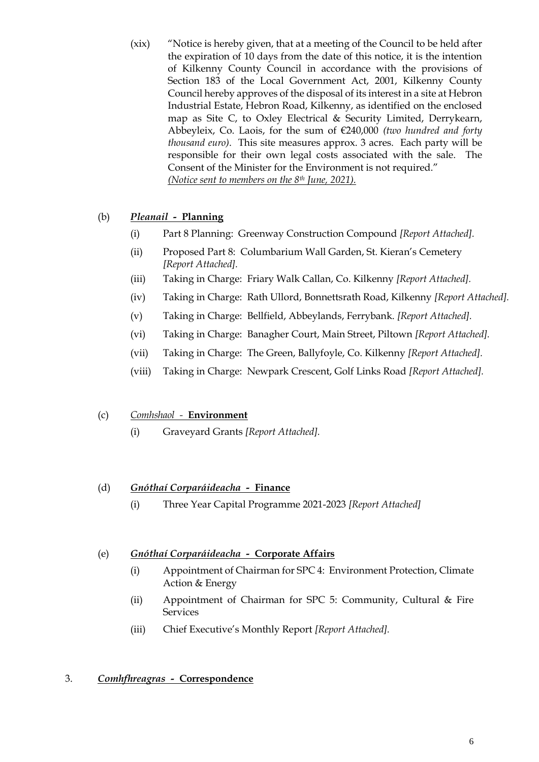(xix) "Notice is hereby given, that at a meeting of the Council to be held after the expiration of 10 days from the date of this notice, it is the intention of Kilkenny County Council in accordance with the provisions of Section 183 of the Local Government Act, 2001, Kilkenny County Council hereby approves of the disposal of its interest in a site at Hebron Industrial Estate, Hebron Road, Kilkenny, as identified on the enclosed map as Site C, to Oxley Electrical & Security Limited, Derrykearn, Abbeyleix, Co. Laois, for the sum of €240,000 *(two hundred and forty thousand euro)*. This site measures approx. 3 acres. Each party will be responsible for their own legal costs associated with the sale. The Consent of the Minister for the Environment is not required."
*(Notice sent to members on the 8th June, 2021).*

(b) ***Pleanail* - Planning**

- (i) Part 8 Planning: Greenway Construction Compound *[Report Attached].*
- (ii) Proposed Part 8: Columbarium Wall Garden, St. Kieran's Cemetery *[Report Attached].*
- (iii) Taking in Charge: Friary Walk Callan, Co. Kilkenny *[Report Attached].*
- (iv) Taking in Charge: Rath Ullord, Bonnettsrath Road, Kilkenny *[Report Attached].*
- (v) Taking in Charge: Bellfield, Abbeylands, Ferrybank. *[Report Attached].*
- (vi) Taking in Charge: Banagher Court, Main Street, Piltown *[Report Attached].*
- (vii) Taking in Charge: The Green, Ballyfoyle, Co. Kilkenny *[Report Attached].*
- (viii) Taking in Charge: Newpark Crescent, Golf Links Road *[Report Attached].*

(c) *Comhshaol* - **Environment**

- (i) Graveyard Grants *[Report Attached].*

(d) ***Gnóthaí Corparáideacha* - Finance**

- (i) Three Year Capital Programme 2021-2023 *[Report Attached]*

(e) ***Gnóthaí Corparáideacha* - Corporate Affairs**

- (i) Appointment of Chairman for SPC 4: Environment Protection, Climate Action & Energy
- (ii) Appointment of Chairman for SPC 5: Community, Cultural & Fire Services
- (iii) Chief Executive's Monthly Report *[Report Attached].*

3. ***Comhfhreagras* - Correspondence**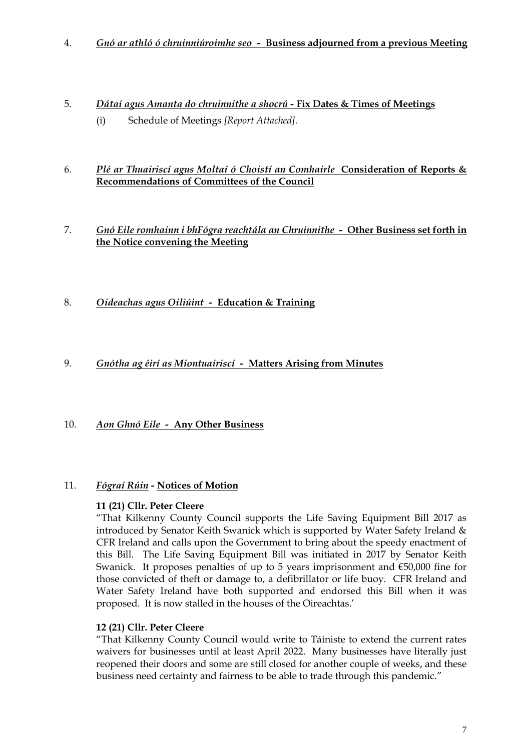4. ***Gnó ar athló ó chruinniúroimhe seo* - Business adjourned from a previous Meeting**

5. ***Dátaí agus Amanta do chruinnithe a shocrú* - Fix Dates & Times of Meetings**

   (i) Schedule of Meetings *[Report Attached].*

6. ***Plé ar Thuairiscí agus Moltaí ó Choistí an Comhairle* Consideration of Reports & Recommendations of Committees of the Council**

7. ***Gnó Eile romhainn i bhFógra reachtála an Chruinnithe* - Other Business set forth in the Notice convening the Meeting**

8. ***Oideachas agus Oiliúint* - Education & Training**

9. ***Gnótha ag éirí as Miontuairiscí* - Matters Arising from Minutes**

10. ***Aon Ghnó Eile* - Any Other Business**

11. ***Fógraí Rúin* - Notices of Motion**

**11 (21) Cllr. Peter Cleere**

"That Kilkenny County Council supports the Life Saving Equipment Bill 2017 as introduced by Senator Keith Swanick which is supported by Water Safety Ireland & CFR Ireland and calls upon the Government to bring about the speedy enactment of this Bill. The Life Saving Equipment Bill was initiated in 2017 by Senator Keith Swanick. It proposes penalties of up to 5 years imprisonment and €50,000 fine for those convicted of theft or damage to, a defibrillator or life buoy. CFR Ireland and Water Safety Ireland have both supported and endorsed this Bill when it was proposed. It is now stalled in the houses of the Oireachtas.'

**12 (21) Cllr. Peter Cleere**

"That Kilkenny County Council would write to Táiniste to extend the current rates waivers for businesses until at least April 2022. Many businesses have literally just reopened their doors and some are still closed for another couple of weeks, and these business need certainty and fairness to be able to trade through this pandemic."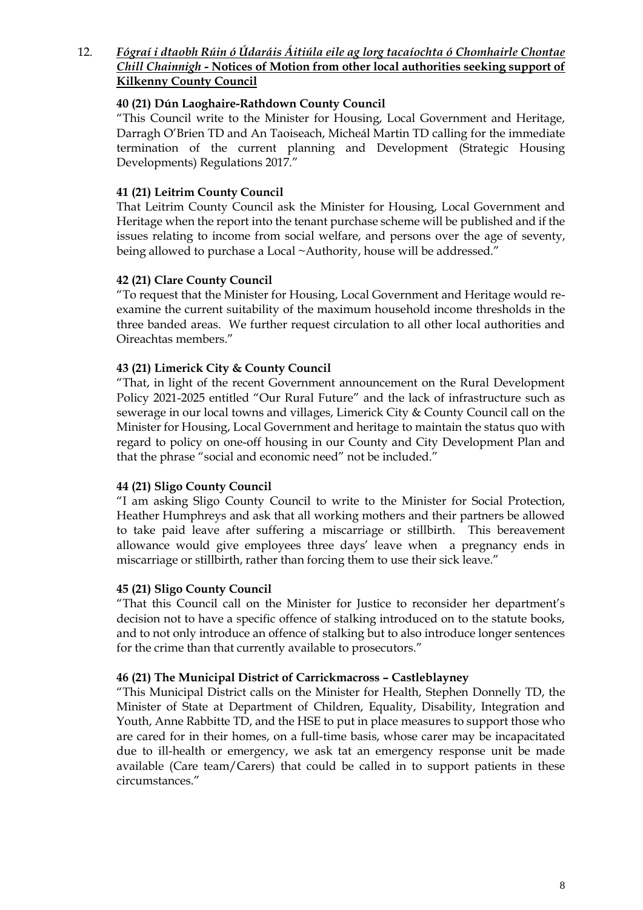## 12. *Fógraí i dtaobh Rúin ó Údaráis Áitiúla eile ag lorg tacaíochta ó Chomhairle Chontae Chill Chainnigh* - **Notices of Motion from other local authorities seeking support of Kilkenny County Council**

**40 (21) Dún Laoghaire-Rathdown County Council**

"This Council write to the Minister for Housing, Local Government and Heritage, Darragh O'Brien TD and An Taoiseach, Micheál Martin TD calling for the immediate termination of the current planning and Development (Strategic Housing Developments) Regulations 2017."

**41 (21) Leitrim County Council**

That Leitrim County Council ask the Minister for Housing, Local Government and Heritage when the report into the tenant purchase scheme will be published and if the issues relating to income from social welfare, and persons over the age of seventy, being allowed to purchase a Local ~Authority, house will be addressed."

**42 (21) Clare County Council**

"To request that the Minister for Housing, Local Government and Heritage would re-examine the current suitability of the maximum household income thresholds in the three banded areas. We further request circulation to all other local authorities and Oireachtas members."

**43 (21) Limerick City & County Council**

"That, in light of the recent Government announcement on the Rural Development Policy 2021-2025 entitled "Our Rural Future" and the lack of infrastructure such as sewerage in our local towns and villages, Limerick City & County Council call on the Minister for Housing, Local Government and heritage to maintain the status quo with regard to policy on one-off housing in our County and City Development Plan and that the phrase "social and economic need" not be included."

**44 (21) Sligo County Council**

"I am asking Sligo County Council to write to the Minister for Social Protection, Heather Humphreys and ask that all working mothers and their partners be allowed to take paid leave after suffering a miscarriage or stillbirth. This bereavement allowance would give employees three days' leave when a pregnancy ends in miscarriage or stillbirth, rather than forcing them to use their sick leave."

**45 (21) Sligo County Council**

"That this Council call on the Minister for Justice to reconsider her department's decision not to have a specific offence of stalking introduced on to the statute books, and to not only introduce an offence of stalking but to also introduce longer sentences for the crime than that currently available to prosecutors."

**46 (21) The Municipal District of Carrickmacross – Castleblayney**

"This Municipal District calls on the Minister for Health, Stephen Donnelly TD, the Minister of State at Department of Children, Equality, Disability, Integration and Youth, Anne Rabbitte TD, and the HSE to put in place measures to support those who are cared for in their homes, on a full-time basis, whose carer may be incapacitated due to ill-health or emergency, we ask tat an emergency response unit be made available (Care team/Carers) that could be called in to support patients in these circumstances."